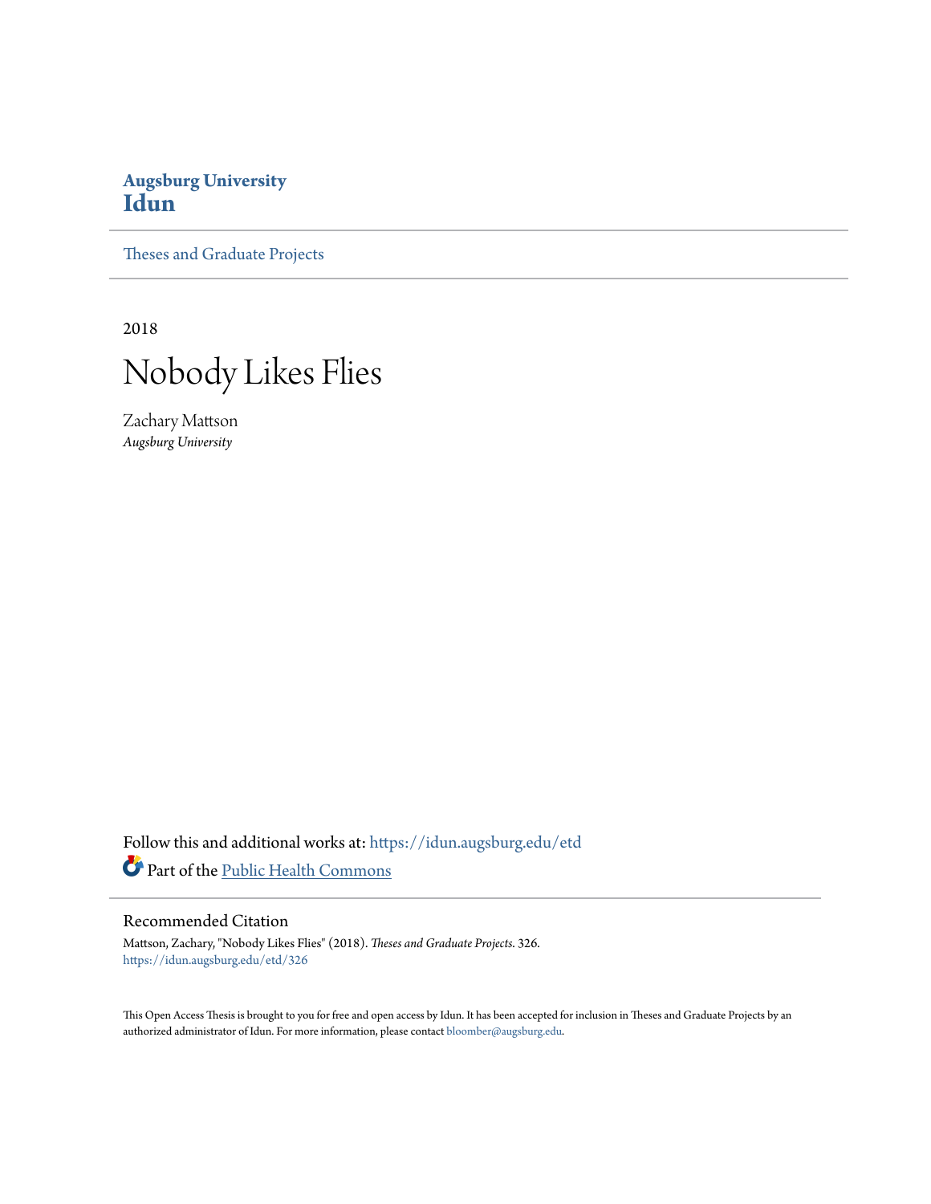**Augsburg University**
**Idun**

Theses and Graduate Projects

2018

# Nobody Likes Flies

Zachary Mattson
*Augsburg University*

Follow this and additional works at: https://idun.augsburg.edu/etd

Part of the Public Health Commons

## Recommended Citation

Mattson, Zachary, "Nobody Likes Flies" (2018). *Theses and Graduate Projects*. 326.
https://idun.augsburg.edu/etd/326

This Open Access Thesis is brought to you for free and open access by Idun. It has been accepted for inclusion in Theses and Graduate Projects by an authorized administrator of Idun. For more information, please contact bloomber@augsburg.edu.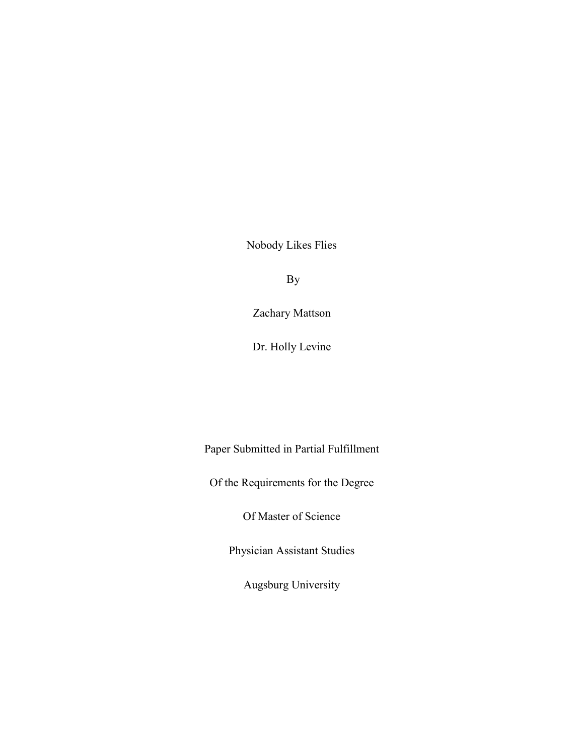# Nobody Likes Flies

By

Zachary Mattson

Dr. Holly Levine

Paper Submitted in Partial Fulfillment

Of the Requirements for the Degree

Of Master of Science

Physician Assistant Studies

Augsburg University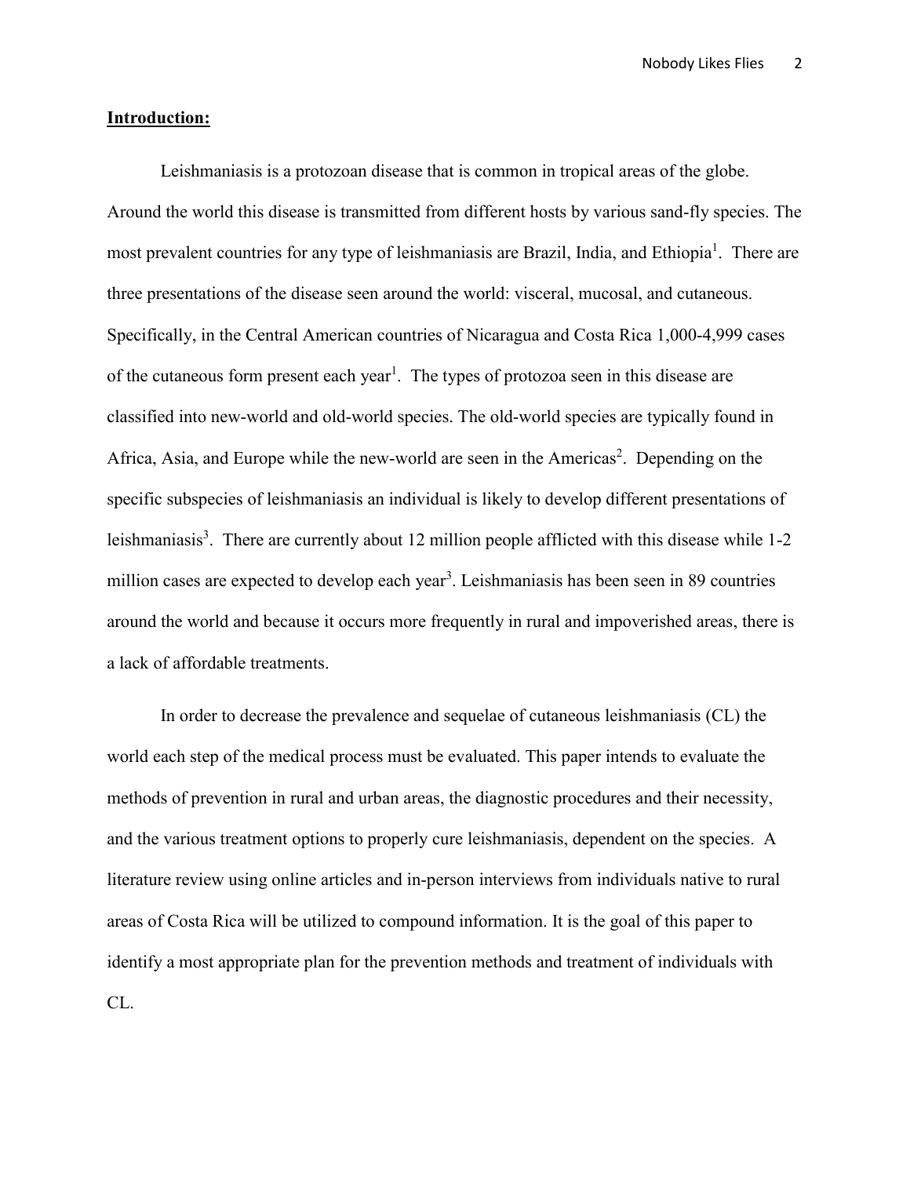**Introduction:**

Leishmaniasis is a protozoan disease that is common in tropical areas of the globe. Around the world this disease is transmitted from different hosts by various sand-fly species. The most prevalent countries for any type of leishmaniasis are Brazil, India, and Ethiopia[1]. There are three presentations of the disease seen around the world: visceral, mucosal, and cutaneous. Specifically, in the Central American countries of Nicaragua and Costa Rica 1,000-4,999 cases of the cutaneous form present each year[1]. The types of protozoa seen in this disease are classified into new-world and old-world species. The old-world species are typically found in Africa, Asia, and Europe while the new-world are seen in the Americas[2]. Depending on the specific subspecies of leishmaniasis an individual is likely to develop different presentations of leishmaniasis[3]. There are currently about 12 million people afflicted with this disease while 1-2 million cases are expected to develop each year[3]. Leishmaniasis has been seen in 89 countries around the world and because it occurs more frequently in rural and impoverished areas, there is a lack of affordable treatments.

In order to decrease the prevalence and sequelae of cutaneous leishmaniasis (CL) the world each step of the medical process must be evaluated. This paper intends to evaluate the methods of prevention in rural and urban areas, the diagnostic procedures and their necessity, and the various treatment options to properly cure leishmaniasis, dependent on the species. A literature review using online articles and in-person interviews from individuals native to rural areas of Costa Rica will be utilized to compound information. It is the goal of this paper to identify a most appropriate plan for the prevention methods and treatment of individuals with CL.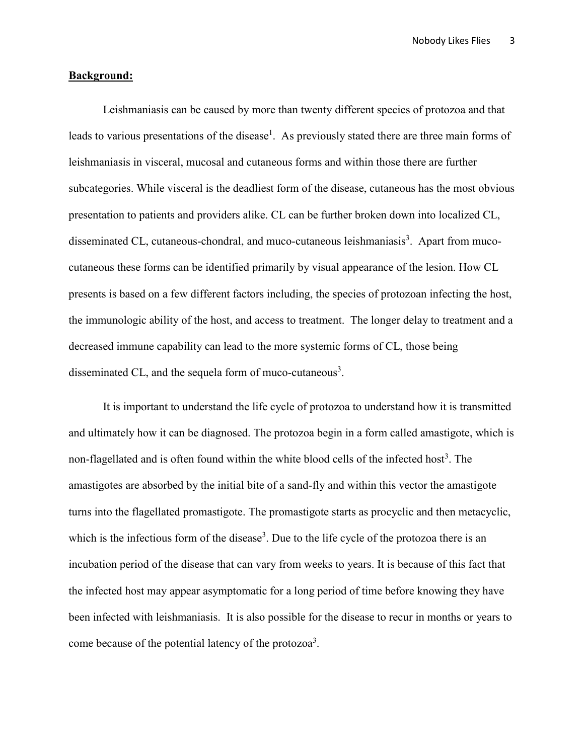**Background:**

Leishmaniasis can be caused by more than twenty different species of protozoa and that leads to various presentations of the disease[1]. As previously stated there are three main forms of leishmaniasis in visceral, mucosal and cutaneous forms and within those there are further subcategories. While visceral is the deadliest form of the disease, cutaneous has the most obvious presentation to patients and providers alike. CL can be further broken down into localized CL, disseminated CL, cutaneous-chondral, and muco-cutaneous leishmaniasis[3]. Apart from muco-cutaneous these forms can be identified primarily by visual appearance of the lesion. How CL presents is based on a few different factors including, the species of protozoan infecting the host, the immunologic ability of the host, and access to treatment. The longer delay to treatment and a decreased immune capability can lead to the more systemic forms of CL, those being disseminated CL, and the sequela form of muco-cutaneous[3].

It is important to understand the life cycle of protozoa to understand how it is transmitted and ultimately how it can be diagnosed. The protozoa begin in a form called amastigote, which is non-flagellated and is often found within the white blood cells of the infected host[3]. The amastigotes are absorbed by the initial bite of a sand-fly and within this vector the amastigote turns into the flagellated promastigote. The promastigote starts as procyclic and then metacyclic, which is the infectious form of the disease[3]. Due to the life cycle of the protozoa there is an incubation period of the disease that can vary from weeks to years. It is because of this fact that the infected host may appear asymptomatic for a long period of time before knowing they have been infected with leishmaniasis. It is also possible for the disease to recur in months or years to come because of the potential latency of the protozoa[3].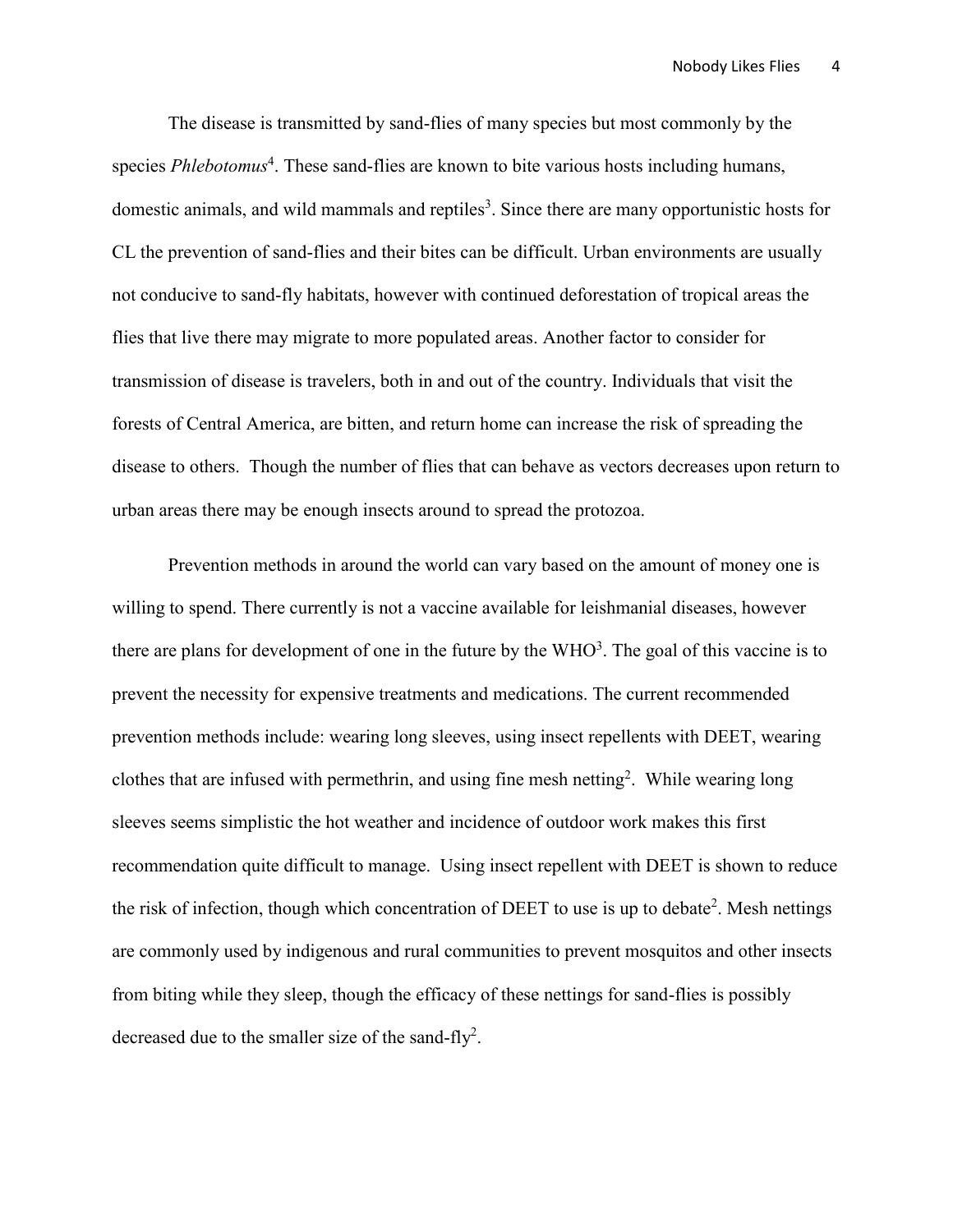The disease is transmitted by sand-flies of many species but most commonly by the species *Phlebotomus*[4]. These sand-flies are known to bite various hosts including humans, domestic animals, and wild mammals and reptiles[3]. Since there are many opportunistic hosts for CL the prevention of sand-flies and their bites can be difficult. Urban environments are usually not conducive to sand-fly habitats, however with continued deforestation of tropical areas the flies that live there may migrate to more populated areas. Another factor to consider for transmission of disease is travelers, both in and out of the country. Individuals that visit the forests of Central America, are bitten, and return home can increase the risk of spreading the disease to others. Though the number of flies that can behave as vectors decreases upon return to urban areas there may be enough insects around to spread the protozoa.

Prevention methods in around the world can vary based on the amount of money one is willing to spend. There currently is not a vaccine available for leishmanial diseases, however there are plans for development of one in the future by the WHO[3]. The goal of this vaccine is to prevent the necessity for expensive treatments and medications. The current recommended prevention methods include: wearing long sleeves, using insect repellents with DEET, wearing clothes that are infused with permethrin, and using fine mesh netting[2]. While wearing long sleeves seems simplistic the hot weather and incidence of outdoor work makes this first recommendation quite difficult to manage. Using insect repellent with DEET is shown to reduce the risk of infection, though which concentration of DEET to use is up to debate[2]. Mesh nettings are commonly used by indigenous and rural communities to prevent mosquitos and other insects from biting while they sleep, though the efficacy of these nettings for sand-flies is possibly decreased due to the smaller size of the sand-fly[2].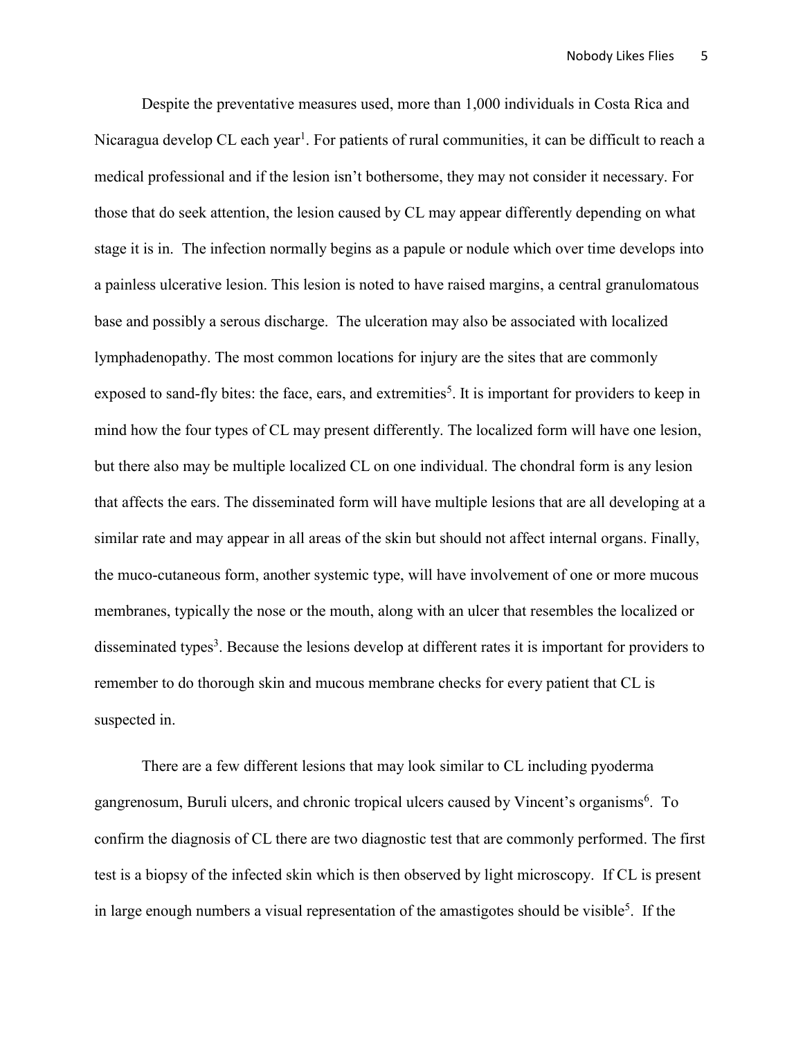Despite the preventative measures used, more than 1,000 individuals in Costa Rica and Nicaragua develop CL each year[1]. For patients of rural communities, it can be difficult to reach a medical professional and if the lesion isn't bothersome, they may not consider it necessary. For those that do seek attention, the lesion caused by CL may appear differently depending on what stage it is in. The infection normally begins as a papule or nodule which over time develops into a painless ulcerative lesion. This lesion is noted to have raised margins, a central granulomatous base and possibly a serous discharge. The ulceration may also be associated with localized lymphadenopathy. The most common locations for injury are the sites that are commonly exposed to sand-fly bites: the face, ears, and extremities[5]. It is important for providers to keep in mind how the four types of CL may present differently. The localized form will have one lesion, but there also may be multiple localized CL on one individual. The chondral form is any lesion that affects the ears. The disseminated form will have multiple lesions that are all developing at a similar rate and may appear in all areas of the skin but should not affect internal organs. Finally, the muco-cutaneous form, another systemic type, will have involvement of one or more mucous membranes, typically the nose or the mouth, along with an ulcer that resembles the localized or disseminated types[3]. Because the lesions develop at different rates it is important for providers to remember to do thorough skin and mucous membrane checks for every patient that CL is suspected in.

There are a few different lesions that may look similar to CL including pyoderma gangrenosum, Buruli ulcers, and chronic tropical ulcers caused by Vincent's organisms[6]. To confirm the diagnosis of CL there are two diagnostic test that are commonly performed. The first test is a biopsy of the infected skin which is then observed by light microscopy. If CL is present in large enough numbers a visual representation of the amastigotes should be visible[5]. If the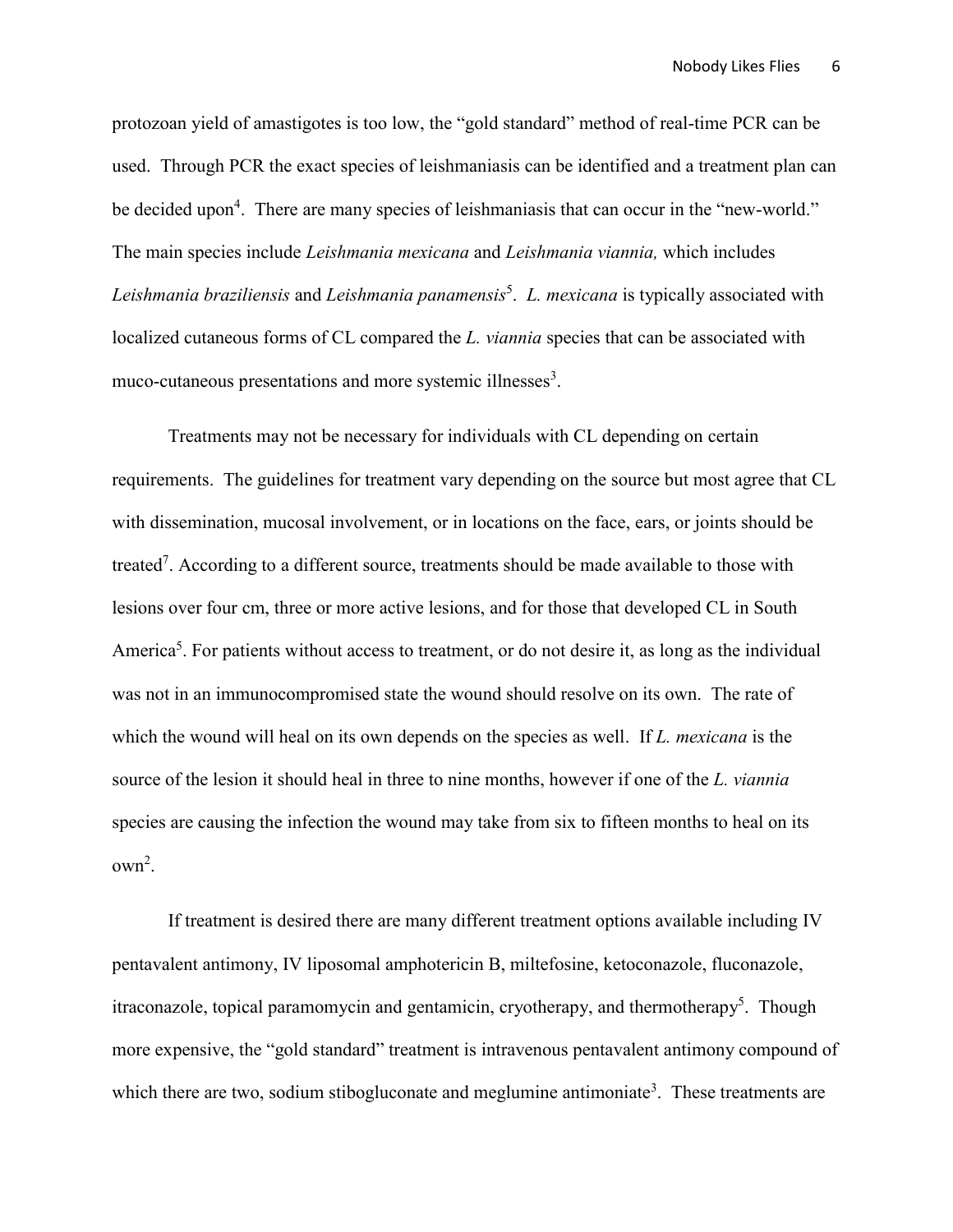protozoan yield of amastigotes is too low, the "gold standard" method of real-time PCR can be used. Through PCR the exact species of leishmaniasis can be identified and a treatment plan can be decided upon[4]. There are many species of leishmaniasis that can occur in the "new-world." The main species include *Leishmania mexicana* and *Leishmania viannia,* which includes *Leishmania braziliensis* and *Leishmania panamensis*[5]. *L. mexicana* is typically associated with localized cutaneous forms of CL compared the *L. viannia* species that can be associated with muco-cutaneous presentations and more systemic illnesses[3].

Treatments may not be necessary for individuals with CL depending on certain requirements. The guidelines for treatment vary depending on the source but most agree that CL with dissemination, mucosal involvement, or in locations on the face, ears, or joints should be treated[7]. According to a different source, treatments should be made available to those with lesions over four cm, three or more active lesions, and for those that developed CL in South America[5]. For patients without access to treatment, or do not desire it, as long as the individual was not in an immunocompromised state the wound should resolve on its own. The rate of which the wound will heal on its own depends on the species as well. If *L. mexicana* is the source of the lesion it should heal in three to nine months, however if one of the *L. viannia* species are causing the infection the wound may take from six to fifteen months to heal on its own[2].

If treatment is desired there are many different treatment options available including IV pentavalent antimony, IV liposomal amphotericin B, miltefosine, ketoconazole, fluconazole, itraconazole, topical paramomycin and gentamicin, cryotherapy, and thermotherapy[5]. Though more expensive, the "gold standard" treatment is intravenous pentavalent antimony compound of which there are two, sodium stibogluconate and meglumine antimoniate[3]. These treatments are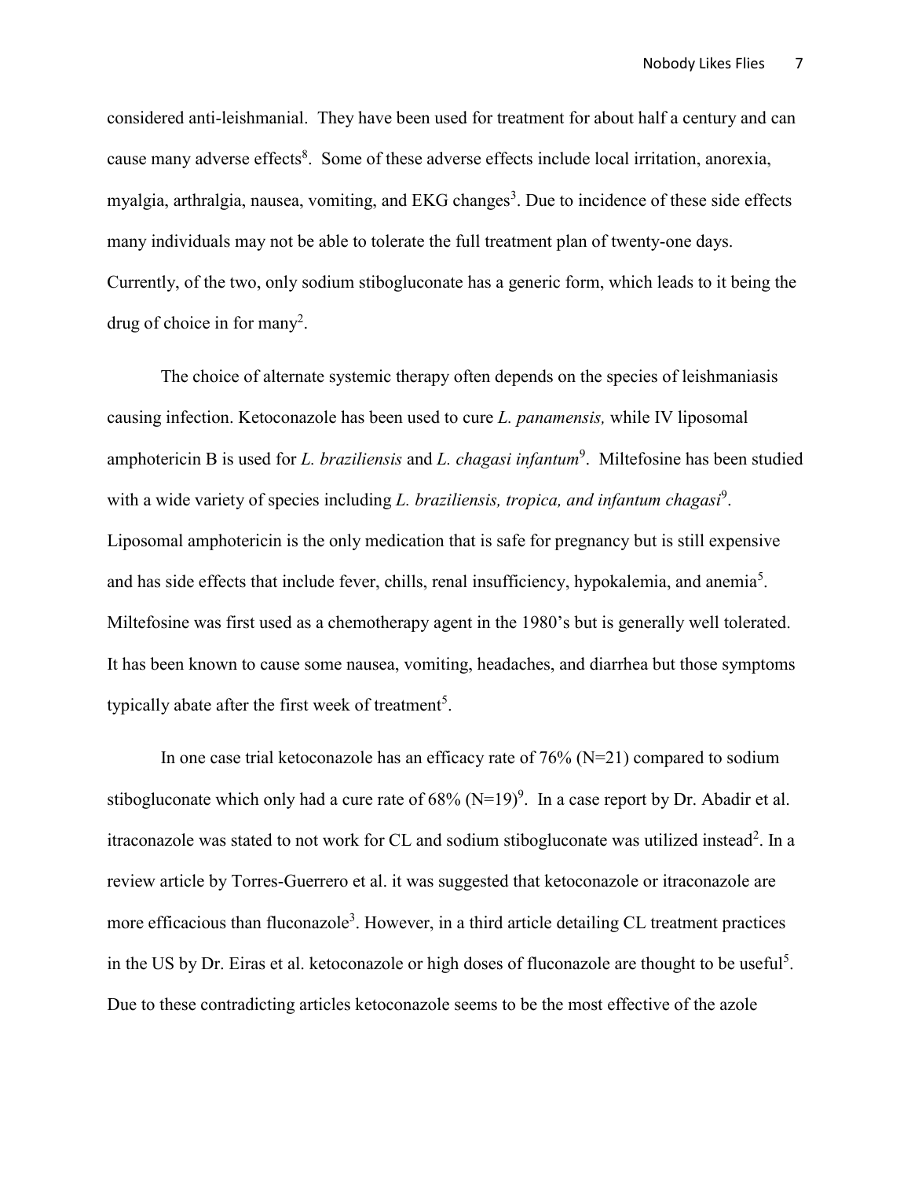considered anti-leishmanial. They have been used for treatment for about half a century and can cause many adverse effects[8]. Some of these adverse effects include local irritation, anorexia, myalgia, arthralgia, nausea, vomiting, and EKG changes[3]. Due to incidence of these side effects many individuals may not be able to tolerate the full treatment plan of twenty-one days. Currently, of the two, only sodium stibogluconate has a generic form, which leads to it being the drug of choice in for many[2].

The choice of alternate systemic therapy often depends on the species of leishmaniasis causing infection. Ketoconazole has been used to cure *L. panamensis,* while IV liposomal amphotericin B is used for *L. braziliensis* and *L. chagasi infantum*[9]. Miltefosine has been studied with a wide variety of species including *L. braziliensis, tropica, and infantum chagasi*[9]. Liposomal amphotericin is the only medication that is safe for pregnancy but is still expensive and has side effects that include fever, chills, renal insufficiency, hypokalemia, and anemia[5]. Miltefosine was first used as a chemotherapy agent in the 1980's but is generally well tolerated. It has been known to cause some nausea, vomiting, headaches, and diarrhea but those symptoms typically abate after the first week of treatment[5].

In one case trial ketoconazole has an efficacy rate of 76% (N=21) compared to sodium stibogluconate which only had a cure rate of 68% (N=19)[9]. In a case report by Dr. Abadir et al. itraconazole was stated to not work for CL and sodium stibogluconate was utilized instead[2]. In a review article by Torres-Guerrero et al. it was suggested that ketoconazole or itraconazole are more efficacious than fluconazole[3]. However, in a third article detailing CL treatment practices in the US by Dr. Eiras et al. ketoconazole or high doses of fluconazole are thought to be useful[5]. Due to these contradicting articles ketoconazole seems to be the most effective of the azole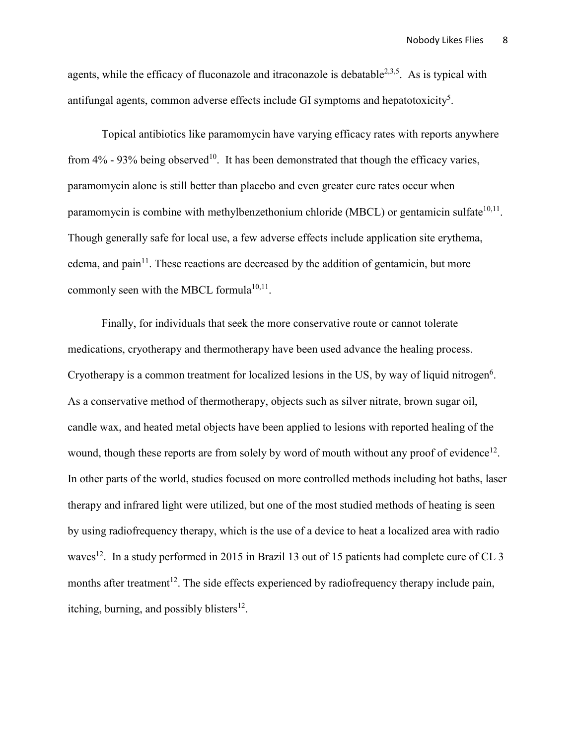agents, while the efficacy of fluconazole and itraconazole is debatable[2,3,5]. As is typical with antifungal agents, common adverse effects include GI symptoms and hepatotoxicity[5].

Topical antibiotics like paramomycin have varying efficacy rates with reports anywhere from 4% - 93% being observed[10]. It has been demonstrated that though the efficacy varies, paramomycin alone is still better than placebo and even greater cure rates occur when paramomycin is combine with methylbenzethonium chloride (MBCL) or gentamicin sulfate[10,11]. Though generally safe for local use, a few adverse effects include application site erythema, edema, and pain[11]. These reactions are decreased by the addition of gentamicin, but more commonly seen with the MBCL formula[10,11].

Finally, for individuals that seek the more conservative route or cannot tolerate medications, cryotherapy and thermotherapy have been used advance the healing process. Cryotherapy is a common treatment for localized lesions in the US, by way of liquid nitrogen[6]. As a conservative method of thermotherapy, objects such as silver nitrate, brown sugar oil, candle wax, and heated metal objects have been applied to lesions with reported healing of the wound, though these reports are from solely by word of mouth without any proof of evidence[12]. In other parts of the world, studies focused on more controlled methods including hot baths, laser therapy and infrared light were utilized, but one of the most studied methods of heating is seen by using radiofrequency therapy, which is the use of a device to heat a localized area with radio waves[12]. In a study performed in 2015 in Brazil 13 out of 15 patients had complete cure of CL 3 months after treatment[12]. The side effects experienced by radiofrequency therapy include pain, itching, burning, and possibly blisters[12].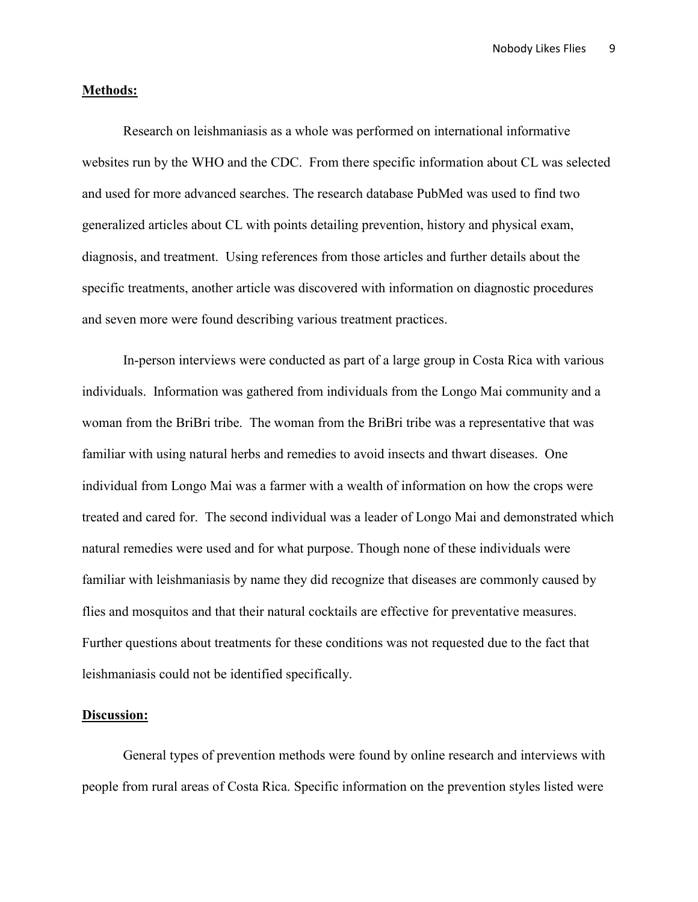**Methods:**

Research on leishmaniasis as a whole was performed on international informative websites run by the WHO and the CDC. From there specific information about CL was selected and used for more advanced searches. The research database PubMed was used to find two generalized articles about CL with points detailing prevention, history and physical exam, diagnosis, and treatment. Using references from those articles and further details about the specific treatments, another article was discovered with information on diagnostic procedures and seven more were found describing various treatment practices.

In-person interviews were conducted as part of a large group in Costa Rica with various individuals. Information was gathered from individuals from the Longo Mai community and a woman from the BriBri tribe. The woman from the BriBri tribe was a representative that was familiar with using natural herbs and remedies to avoid insects and thwart diseases. One individual from Longo Mai was a farmer with a wealth of information on how the crops were treated and cared for. The second individual was a leader of Longo Mai and demonstrated which natural remedies were used and for what purpose. Though none of these individuals were familiar with leishmaniasis by name they did recognize that diseases are commonly caused by flies and mosquitos and that their natural cocktails are effective for preventative measures. Further questions about treatments for these conditions was not requested due to the fact that leishmaniasis could not be identified specifically.

**Discussion:**

General types of prevention methods were found by online research and interviews with people from rural areas of Costa Rica. Specific information on the prevention styles listed were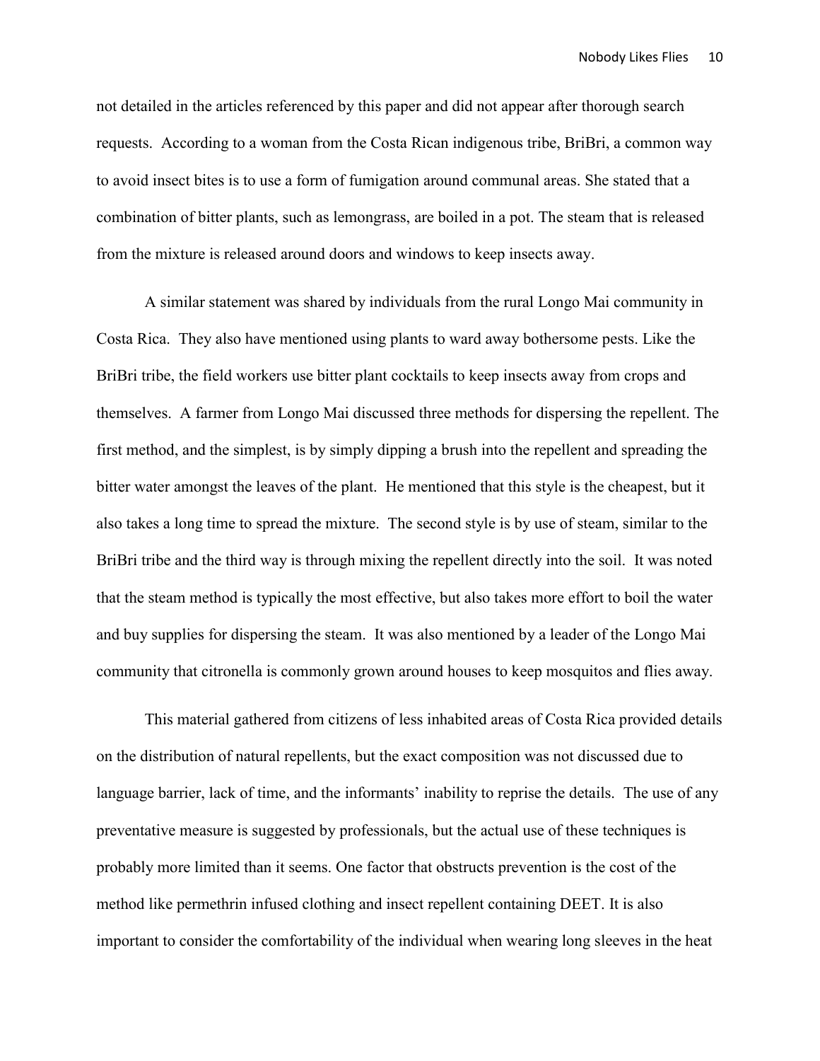not detailed in the articles referenced by this paper and did not appear after thorough search requests. According to a woman from the Costa Rican indigenous tribe, BriBri, a common way to avoid insect bites is to use a form of fumigation around communal areas. She stated that a combination of bitter plants, such as lemongrass, are boiled in a pot. The steam that is released from the mixture is released around doors and windows to keep insects away.

A similar statement was shared by individuals from the rural Longo Mai community in Costa Rica. They also have mentioned using plants to ward away bothersome pests. Like the BriBri tribe, the field workers use bitter plant cocktails to keep insects away from crops and themselves. A farmer from Longo Mai discussed three methods for dispersing the repellent. The first method, and the simplest, is by simply dipping a brush into the repellent and spreading the bitter water amongst the leaves of the plant. He mentioned that this style is the cheapest, but it also takes a long time to spread the mixture. The second style is by use of steam, similar to the BriBri tribe and the third way is through mixing the repellent directly into the soil. It was noted that the steam method is typically the most effective, but also takes more effort to boil the water and buy supplies for dispersing the steam. It was also mentioned by a leader of the Longo Mai community that citronella is commonly grown around houses to keep mosquitos and flies away.

This material gathered from citizens of less inhabited areas of Costa Rica provided details on the distribution of natural repellents, but the exact composition was not discussed due to language barrier, lack of time, and the informants' inability to reprise the details. The use of any preventative measure is suggested by professionals, but the actual use of these techniques is probably more limited than it seems. One factor that obstructs prevention is the cost of the method like permethrin infused clothing and insect repellent containing DEET. It is also important to consider the comfortability of the individual when wearing long sleeves in the heat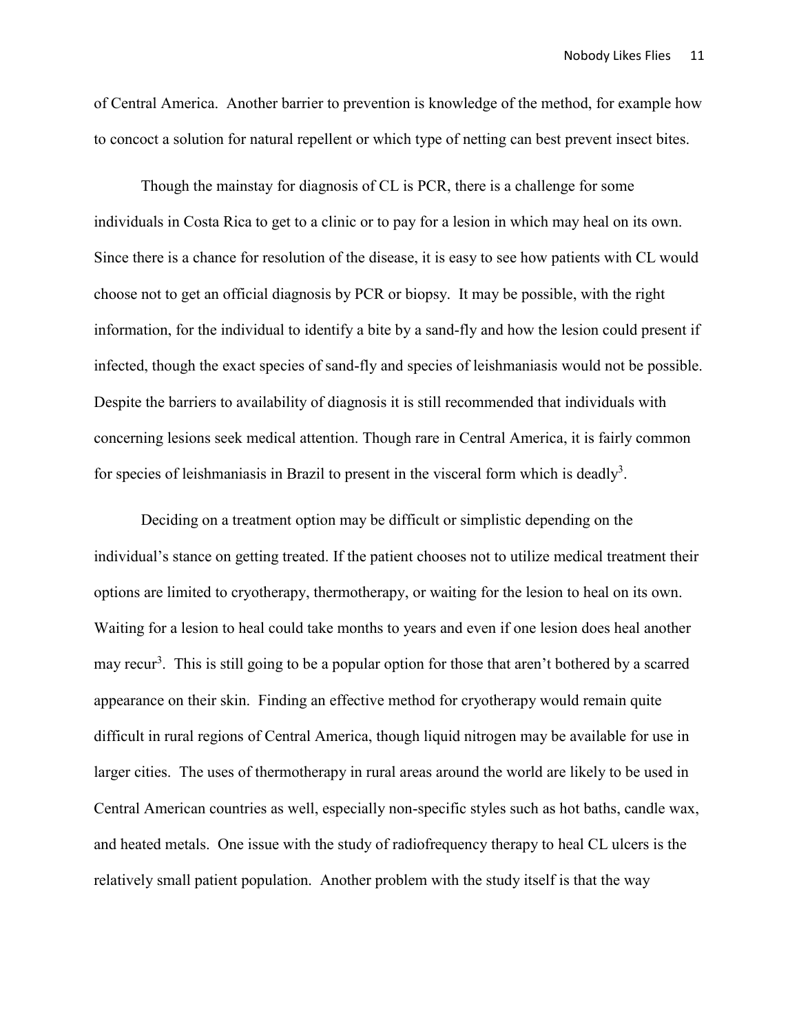of Central America. Another barrier to prevention is knowledge of the method, for example how to concoct a solution for natural repellent or which type of netting can best prevent insect bites.

Though the mainstay for diagnosis of CL is PCR, there is a challenge for some individuals in Costa Rica to get to a clinic or to pay for a lesion in which may heal on its own. Since there is a chance for resolution of the disease, it is easy to see how patients with CL would choose not to get an official diagnosis by PCR or biopsy. It may be possible, with the right information, for the individual to identify a bite by a sand-fly and how the lesion could present if infected, though the exact species of sand-fly and species of leishmaniasis would not be possible. Despite the barriers to availability of diagnosis it is still recommended that individuals with concerning lesions seek medical attention. Though rare in Central America, it is fairly common for species of leishmaniasis in Brazil to present in the visceral form which is deadly[3].

Deciding on a treatment option may be difficult or simplistic depending on the individual's stance on getting treated. If the patient chooses not to utilize medical treatment their options are limited to cryotherapy, thermotherapy, or waiting for the lesion to heal on its own. Waiting for a lesion to heal could take months to years and even if one lesion does heal another may recur[3]. This is still going to be a popular option for those that aren't bothered by a scarred appearance on their skin. Finding an effective method for cryotherapy would remain quite difficult in rural regions of Central America, though liquid nitrogen may be available for use in larger cities. The uses of thermotherapy in rural areas around the world are likely to be used in Central American countries as well, especially non-specific styles such as hot baths, candle wax, and heated metals. One issue with the study of radiofrequency therapy to heal CL ulcers is the relatively small patient population. Another problem with the study itself is that the way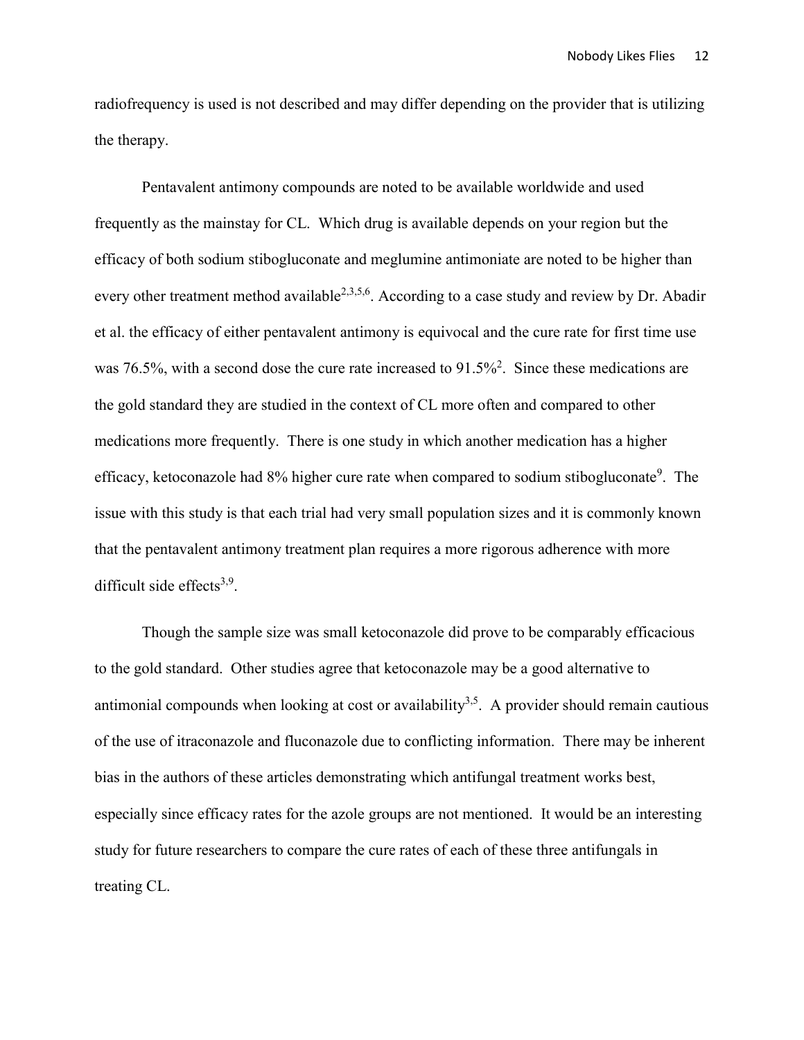radiofrequency is used is not described and may differ depending on the provider that is utilizing the therapy.

Pentavalent antimony compounds are noted to be available worldwide and used frequently as the mainstay for CL. Which drug is available depends on your region but the efficacy of both sodium stibogluconate and meglumine antimoniate are noted to be higher than every other treatment method available[2,3,5,6]. According to a case study and review by Dr. Abadir et al. the efficacy of either pentavalent antimony is equivocal and the cure rate for first time use was 76.5%, with a second dose the cure rate increased to 91.5%[2]. Since these medications are the gold standard they are studied in the context of CL more often and compared to other medications more frequently. There is one study in which another medication has a higher efficacy, ketoconazole had 8% higher cure rate when compared to sodium stibogluconate[9]. The issue with this study is that each trial had very small population sizes and it is commonly known that the pentavalent antimony treatment plan requires a more rigorous adherence with more difficult side effects[3,9].

Though the sample size was small ketoconazole did prove to be comparably efficacious to the gold standard. Other studies agree that ketoconazole may be a good alternative to antimonial compounds when looking at cost or availability[3,5]. A provider should remain cautious of the use of itraconazole and fluconazole due to conflicting information. There may be inherent bias in the authors of these articles demonstrating which antifungal treatment works best, especially since efficacy rates for the azole groups are not mentioned. It would be an interesting study for future researchers to compare the cure rates of each of these three antifungals in treating CL.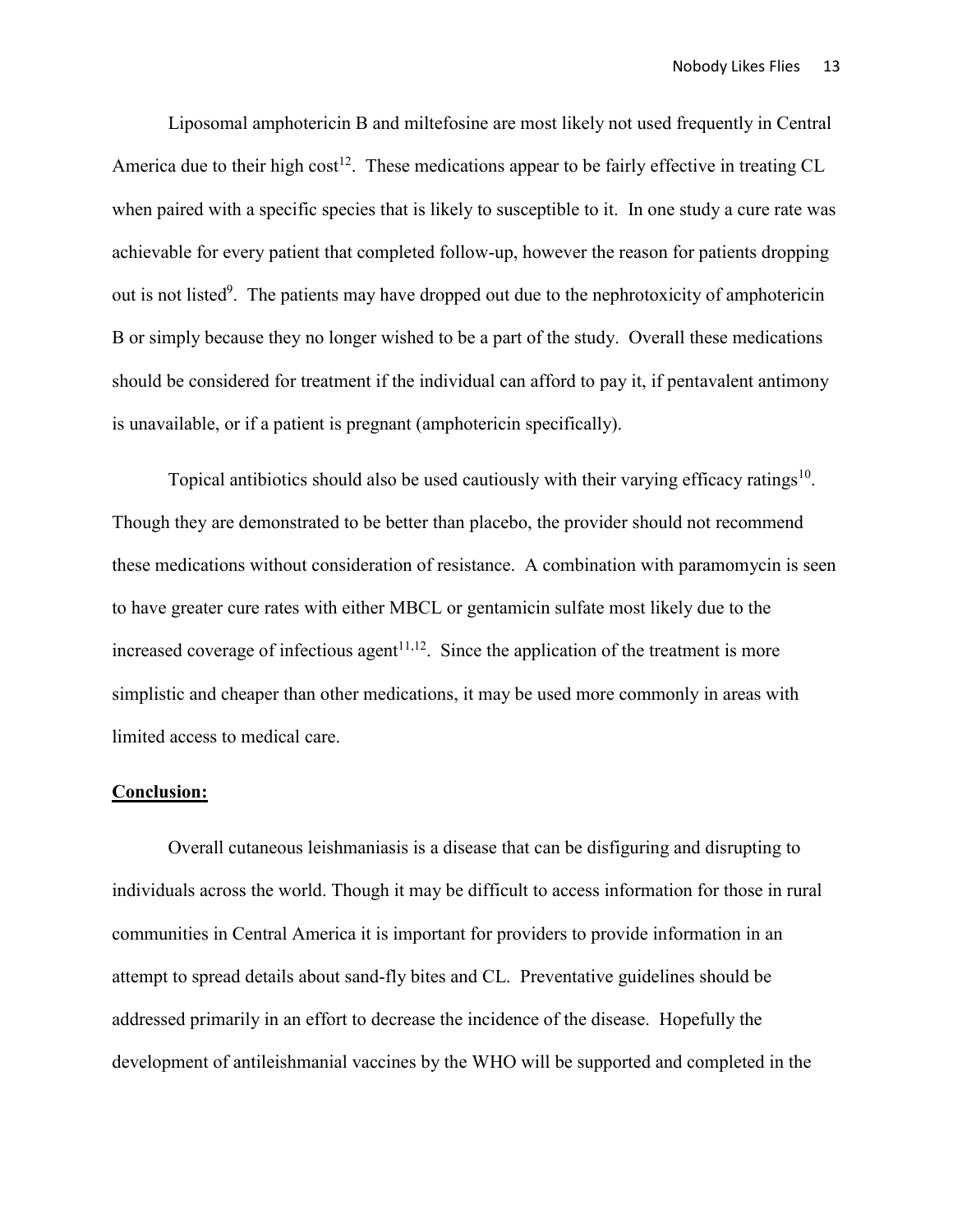Liposomal amphotericin B and miltefosine are most likely not used frequently in Central America due to their high cost[12]. These medications appear to be fairly effective in treating CL when paired with a specific species that is likely to susceptible to it. In one study a cure rate was achievable for every patient that completed follow-up, however the reason for patients dropping out is not listed[9]. The patients may have dropped out due to the nephrotoxicity of amphotericin B or simply because they no longer wished to be a part of the study. Overall these medications should be considered for treatment if the individual can afford to pay it, if pentavalent antimony is unavailable, or if a patient is pregnant (amphotericin specifically).

Topical antibiotics should also be used cautiously with their varying efficacy ratings[10]. Though they are demonstrated to be better than placebo, the provider should not recommend these medications without consideration of resistance. A combination with paramomycin is seen to have greater cure rates with either MBCL or gentamicin sulfate most likely due to the increased coverage of infectious agent[11,12]. Since the application of the treatment is more simplistic and cheaper than other medications, it may be used more commonly in areas with limited access to medical care.

## **Conclusion:**

Overall cutaneous leishmaniasis is a disease that can be disfiguring and disrupting to individuals across the world. Though it may be difficult to access information for those in rural communities in Central America it is important for providers to provide information in an attempt to spread details about sand-fly bites and CL. Preventative guidelines should be addressed primarily in an effort to decrease the incidence of the disease. Hopefully the development of antileishmanial vaccines by the WHO will be supported and completed in the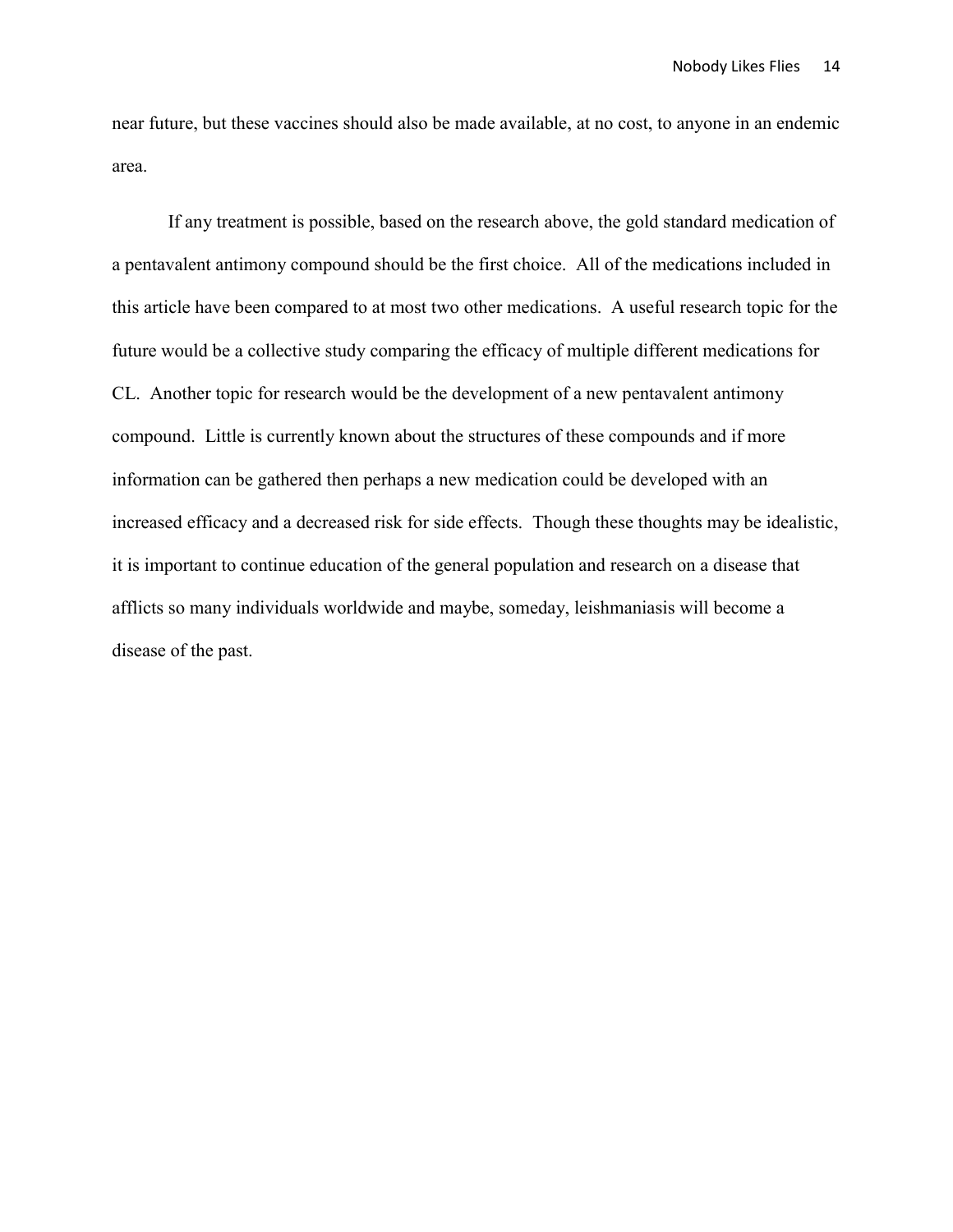near future, but these vaccines should also be made available, at no cost, to anyone in an endemic area.

If any treatment is possible, based on the research above, the gold standard medication of a pentavalent antimony compound should be the first choice. All of the medications included in this article have been compared to at most two other medications. A useful research topic for the future would be a collective study comparing the efficacy of multiple different medications for CL. Another topic for research would be the development of a new pentavalent antimony compound. Little is currently known about the structures of these compounds and if more information can be gathered then perhaps a new medication could be developed with an increased efficacy and a decreased risk for side effects. Though these thoughts may be idealistic, it is important to continue education of the general population and research on a disease that afflicts so many individuals worldwide and maybe, someday, leishmaniasis will become a disease of the past.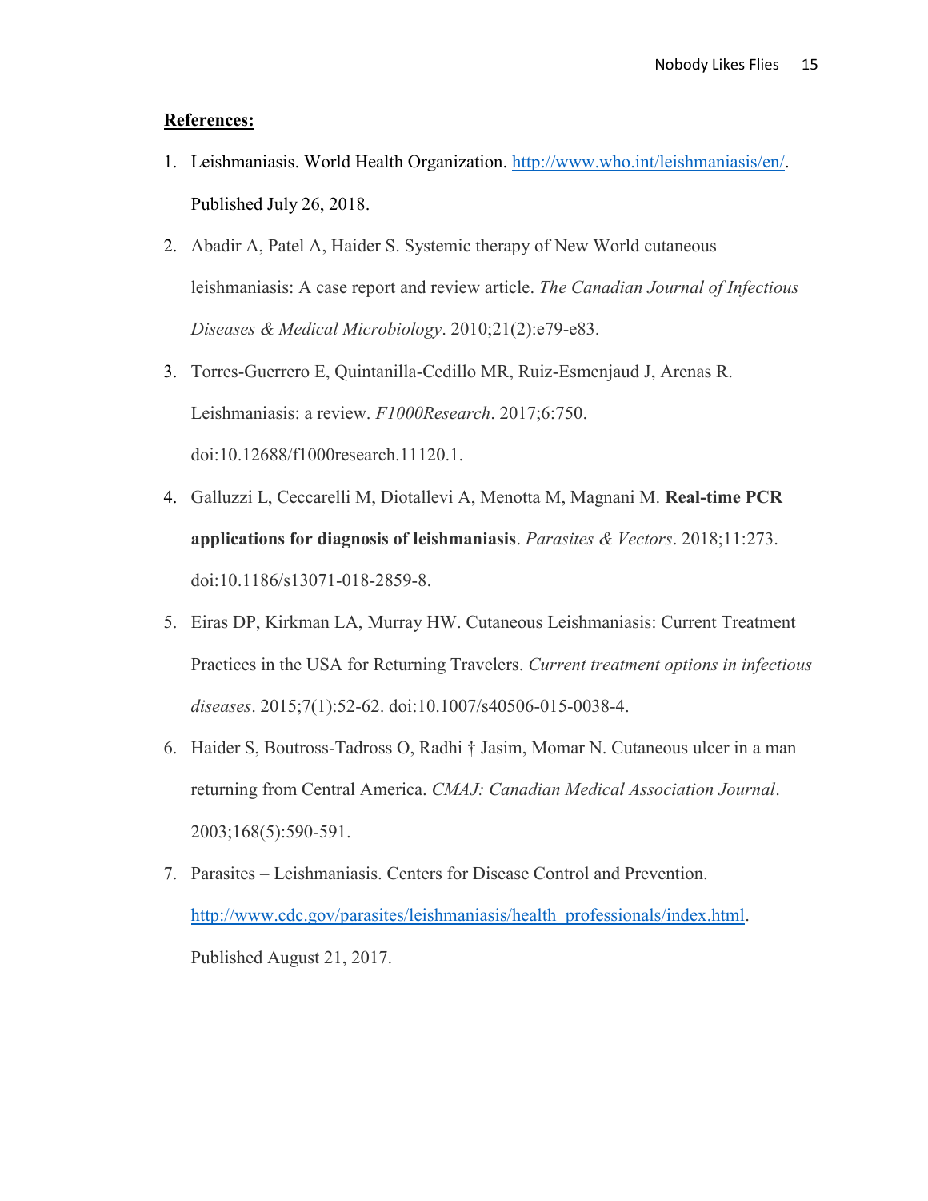**References:**

1. Leishmaniasis. World Health Organization. http://www.who.int/leishmaniasis/en/. Published July 26, 2018.
2. Abadir A, Patel A, Haider S. Systemic therapy of New World cutaneous leishmaniasis: A case report and review article. *The Canadian Journal of Infectious Diseases & Medical Microbiology*. 2010;21(2):e79-e83.
3. Torres-Guerrero E, Quintanilla-Cedillo MR, Ruiz-Esmenjaud J, Arenas R. Leishmaniasis: a review. *F1000Research*. 2017;6:750. doi:10.12688/f1000research.11120.1.
4. Galluzzi L, Ceccarelli M, Diotallevi A, Menotta M, Magnani M. **Real-time PCR applications for diagnosis of leishmaniasis**. *Parasites & Vectors*. 2018;11:273. doi:10.1186/s13071-018-2859-8.
5. Eiras DP, Kirkman LA, Murray HW. Cutaneous Leishmaniasis: Current Treatment Practices in the USA for Returning Travelers. *Current treatment options in infectious diseases*. 2015;7(1):52-62. doi:10.1007/s40506-015-0038-4.
6. Haider S, Boutross-Tadross O, Radhi † Jasim, Momar N. Cutaneous ulcer in a man returning from Central America. *CMAJ: Canadian Medical Association Journal*. 2003;168(5):590-591.
7. Parasites – Leishmaniasis. Centers for Disease Control and Prevention. http://www.cdc.gov/parasites/leishmaniasis/health_professionals/index.html. Published August 21, 2017.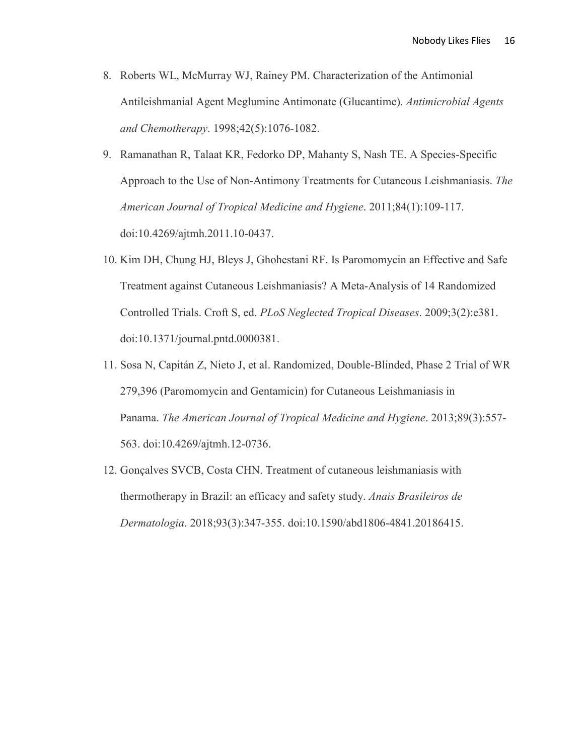8. Roberts WL, McMurray WJ, Rainey PM. Characterization of the Antimonial Antileishmanial Agent Meglumine Antimonate (Glucantime). *Antimicrobial Agents and Chemotherapy*. 1998;42(5):1076-1082.
9. Ramanathan R, Talaat KR, Fedorko DP, Mahanty S, Nash TE. A Species-Specific Approach to the Use of Non-Antimony Treatments for Cutaneous Leishmaniasis. *The American Journal of Tropical Medicine and Hygiene*. 2011;84(1):109-117. doi:10.4269/ajtmh.2011.10-0437.
10. Kim DH, Chung HJ, Bleys J, Ghohestani RF. Is Paromomycin an Effective and Safe Treatment against Cutaneous Leishmaniasis? A Meta-Analysis of 14 Randomized Controlled Trials. Croft S, ed. *PLoS Neglected Tropical Diseases*. 2009;3(2):e381. doi:10.1371/journal.pntd.0000381.
11. Sosa N, Capitán Z, Nieto J, et al. Randomized, Double-Blinded, Phase 2 Trial of WR 279,396 (Paromomycin and Gentamicin) for Cutaneous Leishmaniasis in Panama. *The American Journal of Tropical Medicine and Hygiene*. 2013;89(3):557-563. doi:10.4269/ajtmh.12-0736.
12. Gonçalves SVCB, Costa CHN. Treatment of cutaneous leishmaniasis with thermotherapy in Brazil: an efficacy and safety study. *Anais Brasileiros de Dermatologia*. 2018;93(3):347-355. doi:10.1590/abd1806-4841.20186415.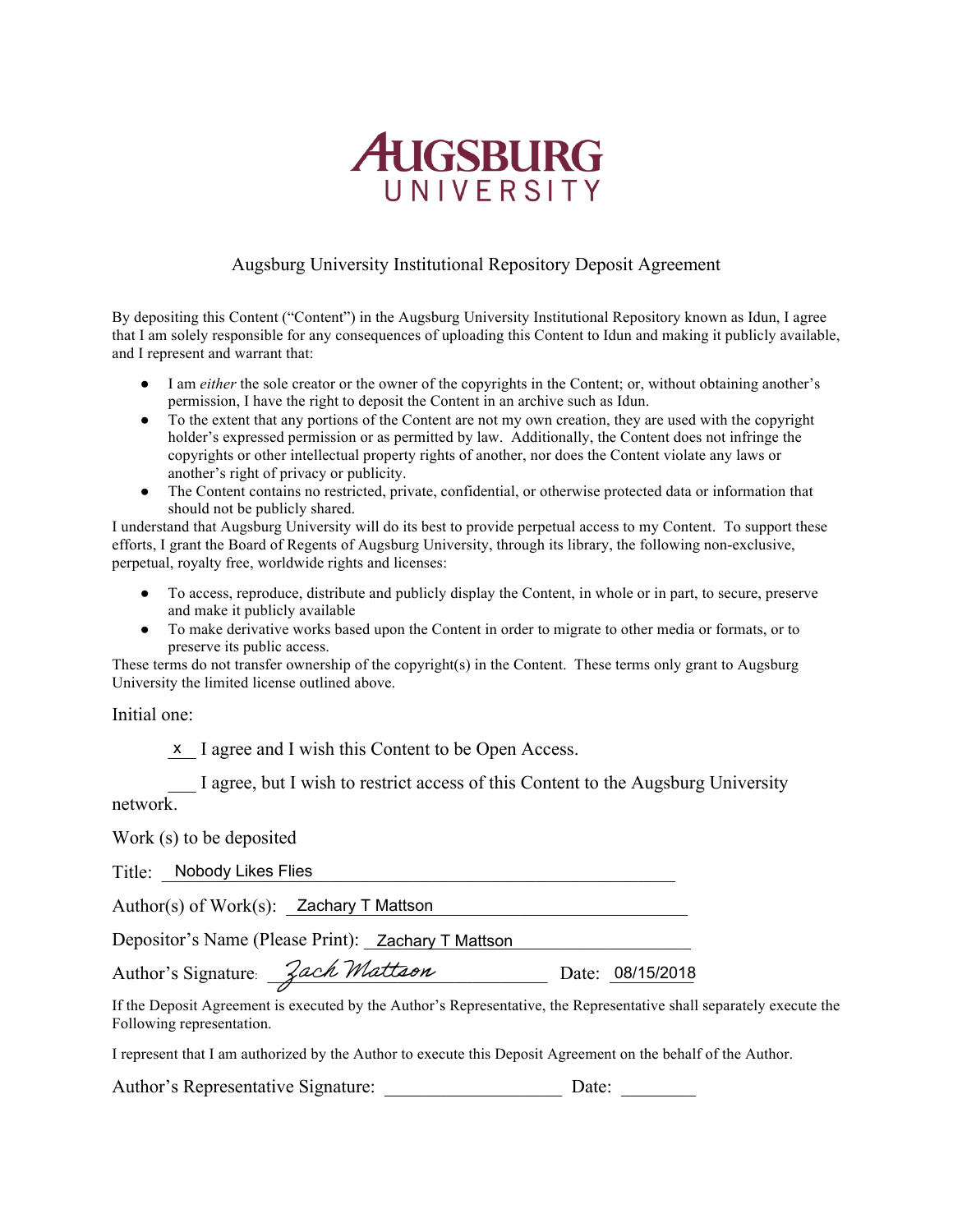# AUGSBURG UNIVERSITY

## Augsburg University Institutional Repository Deposit Agreement

By depositing this Content ("Content") in the Augsburg University Institutional Repository known as Idun, I agree that I am solely responsible for any consequences of uploading this Content to Idun and making it publicly available, and I represent and warrant that:

- I am *either* the sole creator or the owner of the copyrights in the Content; or, without obtaining another's permission, I have the right to deposit the Content in an archive such as Idun.
- To the extent that any portions of the Content are not my own creation, they are used with the copyright holder's expressed permission or as permitted by law. Additionally, the Content does not infringe the copyrights or other intellectual property rights of another, nor does the Content violate any laws or another's right of privacy or publicity.
- The Content contains no restricted, private, confidential, or otherwise protected data or information that should not be publicly shared.

I understand that Augsburg University will do its best to provide perpetual access to my Content. To support these efforts, I grant the Board of Regents of Augsburg University, through its library, the following non-exclusive, perpetual, royalty free, worldwide rights and licenses:

- To access, reproduce, distribute and publicly display the Content, in whole or in part, to secure, preserve and make it publicly available
- To make derivative works based upon the Content in order to migrate to other media or formats, or to preserve its public access.

These terms do not transfer ownership of the copyright(s) in the Content. These terms only grant to Augsburg University the limited license outlined above.

Initial one:

_x_ I agree and I wish this Content to be Open Access.

___ I agree, but I wish to restrict access of this Content to the Augsburg University network.

Work (s) to be deposited

Title: Nobody Likes Flies

Author(s) of Work(s): Zachary T Mattson

Depositor's Name (Please Print): Zachary T Mattson

Author's Signature: Zach Mattson Date: 08/15/2018

If the Deposit Agreement is executed by the Author's Representative, the Representative shall separately execute the Following representation.

I represent that I am authorized by the Author to execute this Deposit Agreement on the behalf of the Author.

Author's Representative Signature: ___________________ Date: ________